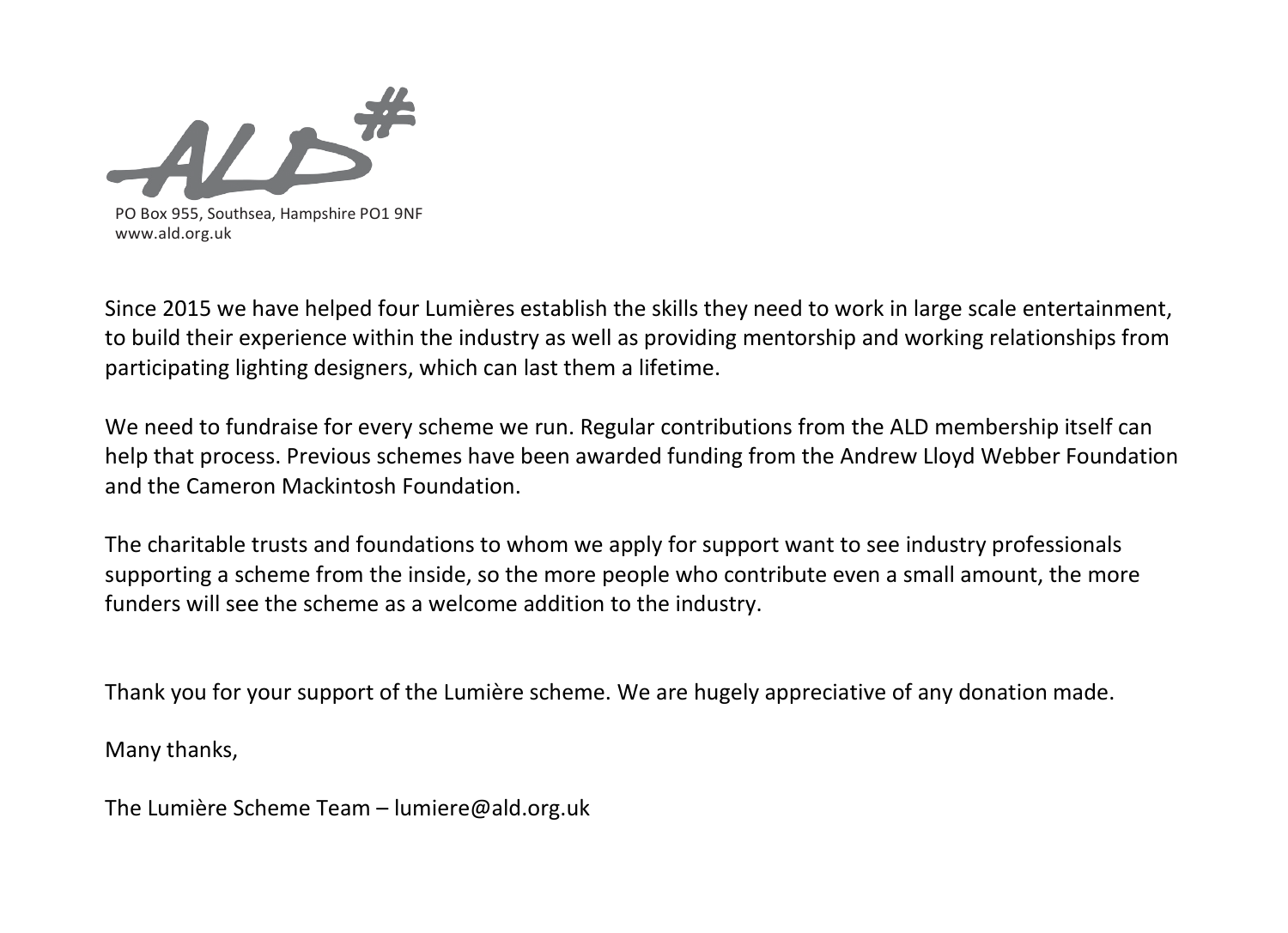ALD#

PO Box 955, Southsea, Hampshire PO1 9NF
www.ald.org.uk

Since 2015 we have helped four Lumières establish the skills they need to work in large scale entertainment, to build their experience within the industry as well as providing mentorship and working relationships from participating lighting designers, which can last them a lifetime.

We need to fundraise for every scheme we run. Regular contributions from the ALD membership itself can help that process. Previous schemes have been awarded funding from the Andrew Lloyd Webber Foundation and the Cameron Mackintosh Foundation.

The charitable trusts and foundations to whom we apply for support want to see industry professionals supporting a scheme from the inside, so the more people who contribute even a small amount, the more funders will see the scheme as a welcome addition to the industry.

Thank you for your support of the Lumière scheme. We are hugely appreciative of any donation made.

Many thanks,

The Lumière Scheme Team – lumiere@ald.org.uk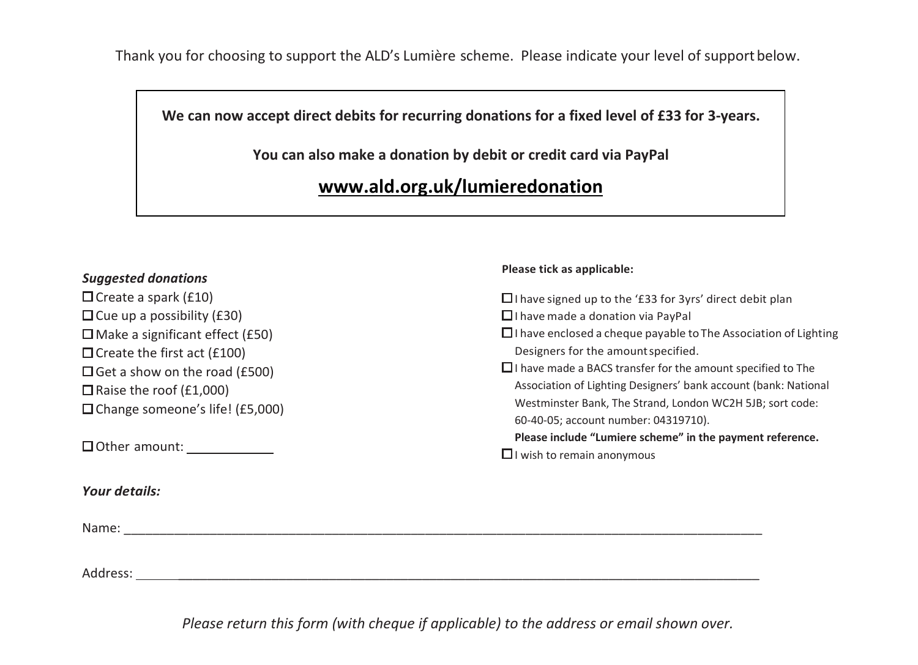Thank you for choosing to support the ALD's Lumière scheme. Please indicate your level of support below.

**We can now accept direct debits for recurring donations for a fixed level of £33 for 3-years.**

**You can also make a donation by debit or credit card via PayPal**

## [www.ald.org.uk/lumieredonation](http://www.ald.org.uk/lumieredonation)

***Suggested donations***

- ☐ Create a spark (£10)
- ☐ Cue up a possibility (£30)
- ☐ Make a significant effect (£50)
- ☐ Create the first act (£100)
- ☐ Get a show on the road (£500)
- ☐ Raise the roof (£1,000)
- ☐ Change someone's life! (£5,000)

☐ Other amount: ____________

**Please tick as applicable:**

- ☐ I have signed up to the '£33 for 3yrs' direct debit plan
- ☐ I have made a donation via PayPal
- ☐ I have enclosed a cheque payable to The Association of Lighting Designers for the amount specified.
- ☐ I have made a BACS transfer for the amount specified to The Association of Lighting Designers' bank account (bank: National Westminster Bank, The Strand, London WC2H 5JB; sort code: 60-40-05; account number: 04319710).
  **Please include "Lumiere scheme" in the payment reference.**
- ☐ I wish to remain anonymous

***Your details:***

Name: ______________________________________________________________________________________

Address: ____________________________________________________________________________________

*Please return this form (with cheque if applicable) to the address or email shown over.*